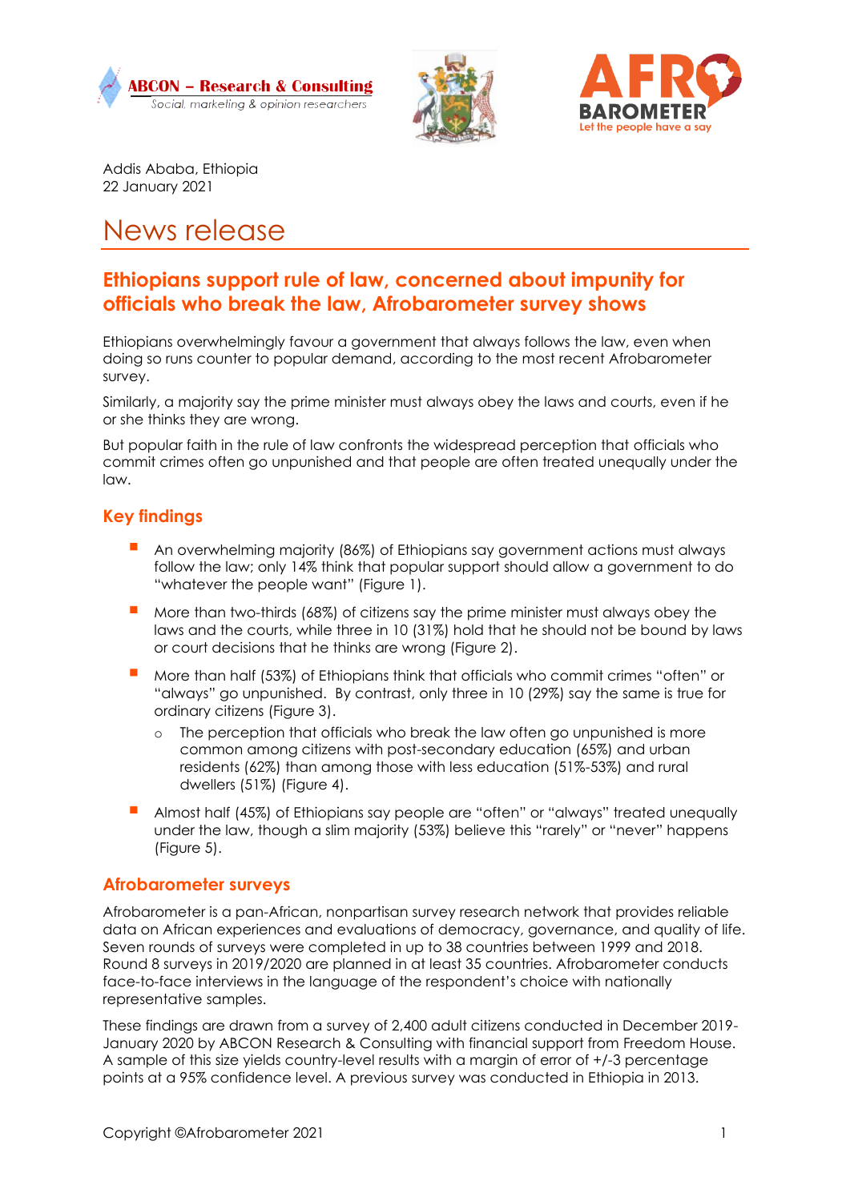Addis Ababa, Ethiopia
22 January 2021

# News release

## Ethiopians support rule of law, concerned about impunity for officials who break the law, Afrobarometer survey shows

Ethiopians overwhelmingly favour a government that always follows the law, even when doing so runs counter to popular demand, according to the most recent Afrobarometer survey.

Similarly, a majority say the prime minister must always obey the laws and courts, even if he or she thinks they are wrong.

But popular faith in the rule of law confronts the widespread perception that officials who commit crimes often go unpunished and that people are often treated unequally under the law.

### Key findings

- An overwhelming majority (86%) of Ethiopians say government actions must always follow the law; only 14% think that popular support should allow a government to do "whatever the people want" (Figure 1).
- More than two-thirds (68%) of citizens say the prime minister must always obey the laws and the courts, while three in 10 (31%) hold that he should not be bound by laws or court decisions that he thinks are wrong (Figure 2).
- More than half (53%) of Ethiopians think that officials who commit crimes "often" or "always" go unpunished. By contrast, only three in 10 (29%) say the same is true for ordinary citizens (Figure 3).
  - The perception that officials who break the law often go unpunished is more common among citizens with post-secondary education (65%) and urban residents (62%) than among those with less education (51%-53%) and rural dwellers (51%) (Figure 4).
- Almost half (45%) of Ethiopians say people are "often" or "always" treated unequally under the law, though a slim majority (53%) believe this "rarely" or "never" happens (Figure 5).

### Afrobarometer surveys

Afrobarometer is a pan-African, nonpartisan survey research network that provides reliable data on African experiences and evaluations of democracy, governance, and quality of life. Seven rounds of surveys were completed in up to 38 countries between 1999 and 2018. Round 8 surveys in 2019/2020 are planned in at least 35 countries. Afrobarometer conducts face-to-face interviews in the language of the respondent's choice with nationally representative samples.

These findings are drawn from a survey of 2,400 adult citizens conducted in December 2019-January 2020 by ABCON Research & Consulting with financial support from Freedom House. A sample of this size yields country-level results with a margin of error of +/-3 percentage points at a 95% confidence level. A previous survey was conducted in Ethiopia in 2013.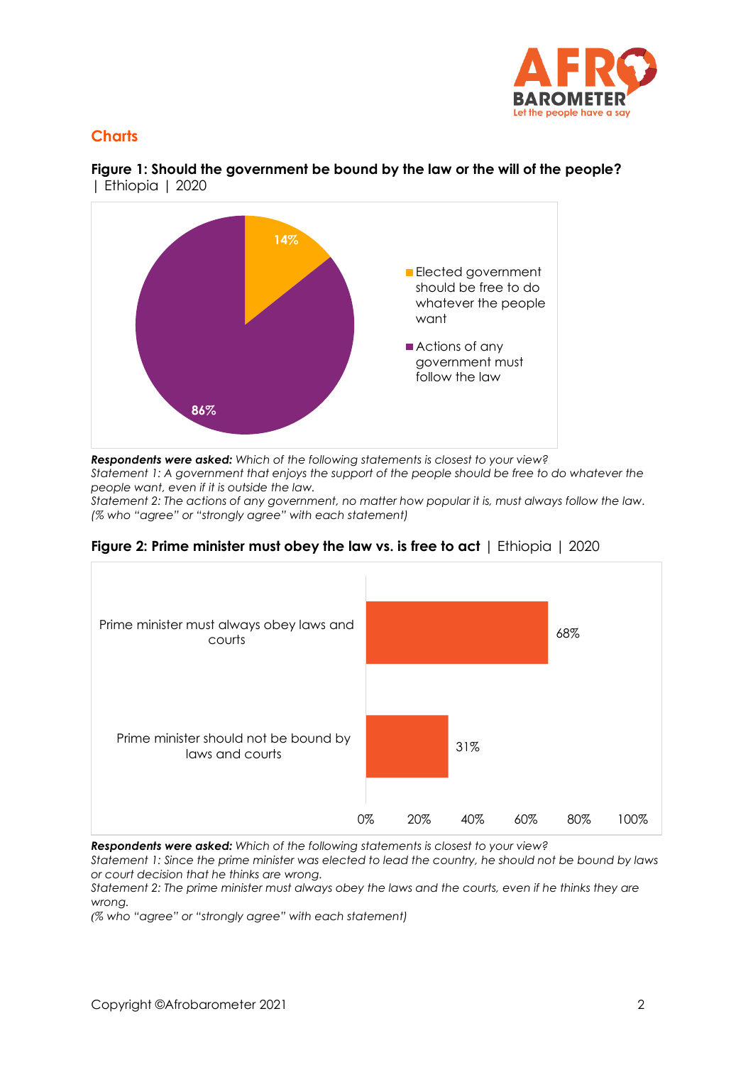## Charts

**Figure 1: Should the government be bound by the law or the will of the people?** | Ethiopia | 2020

| Statement | % |
|---|---|
| Elected government should be free to do whatever the people want | 14% |
| Actions of any government must follow the law | 86% |

***Respondents were asked:*** *Which of the following statements is closest to your view?*
*Statement 1: A government that enjoys the support of the people should be free to do whatever the people want, even if it is outside the law.*
*Statement 2: The actions of any government, no matter how popular it is, must always follow the law.*
*(% who "agree" or "strongly agree" with each statement)*

**Figure 2: Prime minister must obey the law vs. is free to act** | Ethiopia | 2020

| Statement | % |
|---|---|
| Prime minister must always obey laws and courts | 68% |
| Prime minister should not be bound by laws and courts | 31% |

***Respondents were asked:*** *Which of the following statements is closest to your view?*
*Statement 1: Since the prime minister was elected to lead the country, he should not be bound by laws or court decision that he thinks are wrong.*
*Statement 2: The prime minister must always obey the laws and the courts, even if he thinks they are wrong.*
*(% who "agree" or "strongly agree" with each statement)*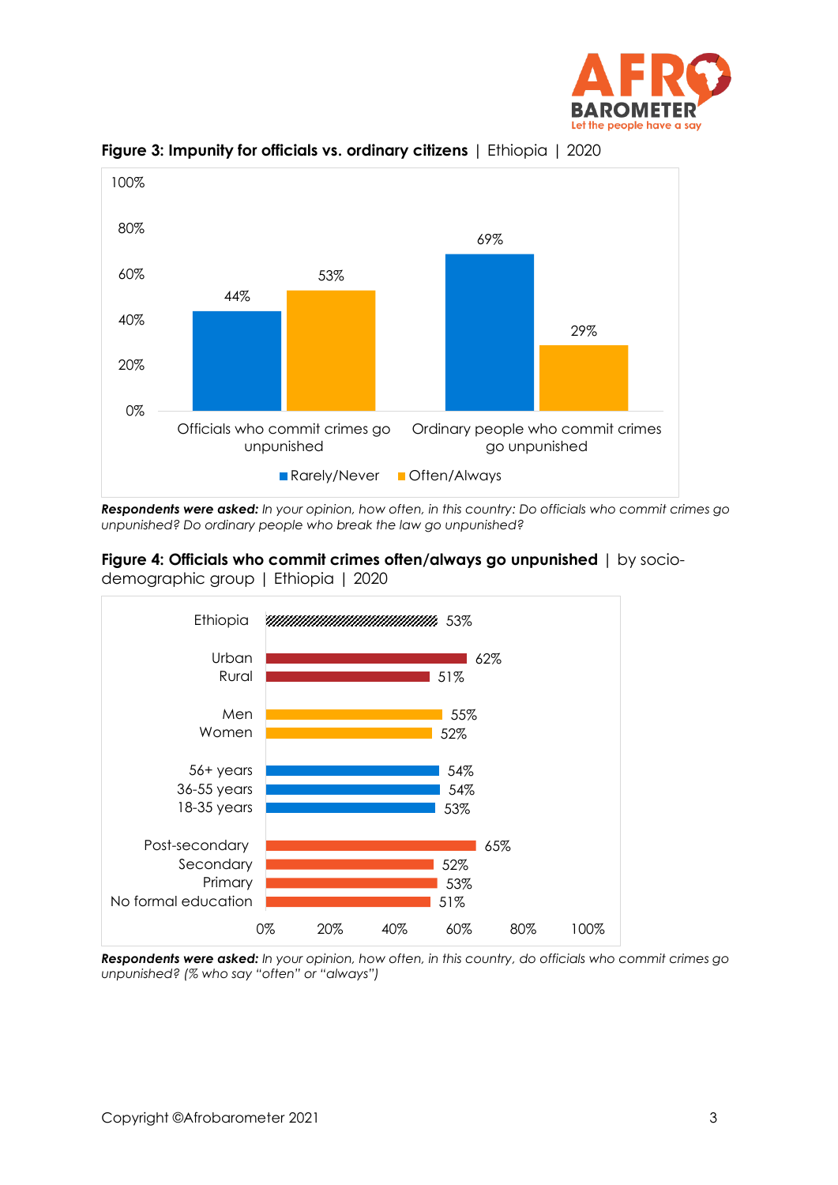**Figure 3: Impunity for officials vs. ordinary citizens** | Ethiopia | 2020

| | Rarely/Never | Often/Always |
|---|---|---|
| Officials who commit crimes go unpunished | 44% | 53% |
| Ordinary people who commit crimes go unpunished | 69% | 29% |

***Respondents were asked:*** *In your opinion, how often, in this country: Do officials who commit crimes go unpunished? Do ordinary people who break the law go unpunished?*

**Figure 4: Officials who commit crimes often/always go unpunished** | by socio-demographic group | Ethiopia | 2020

| Group | % |
|---|---|
| Ethiopia | 53% |
| Urban | 62% |
| Rural | 51% |
| Men | 55% |
| Women | 52% |
| 56+ years | 54% |
| 36-55 years | 54% |
| 18-35 years | 53% |
| Post-secondary | 65% |
| Secondary | 52% |
| Primary | 53% |
| No formal education | 51% |

***Respondents were asked:*** *In your opinion, how often, in this country, do officials who commit crimes go unpunished? (% who say "often" or "always")*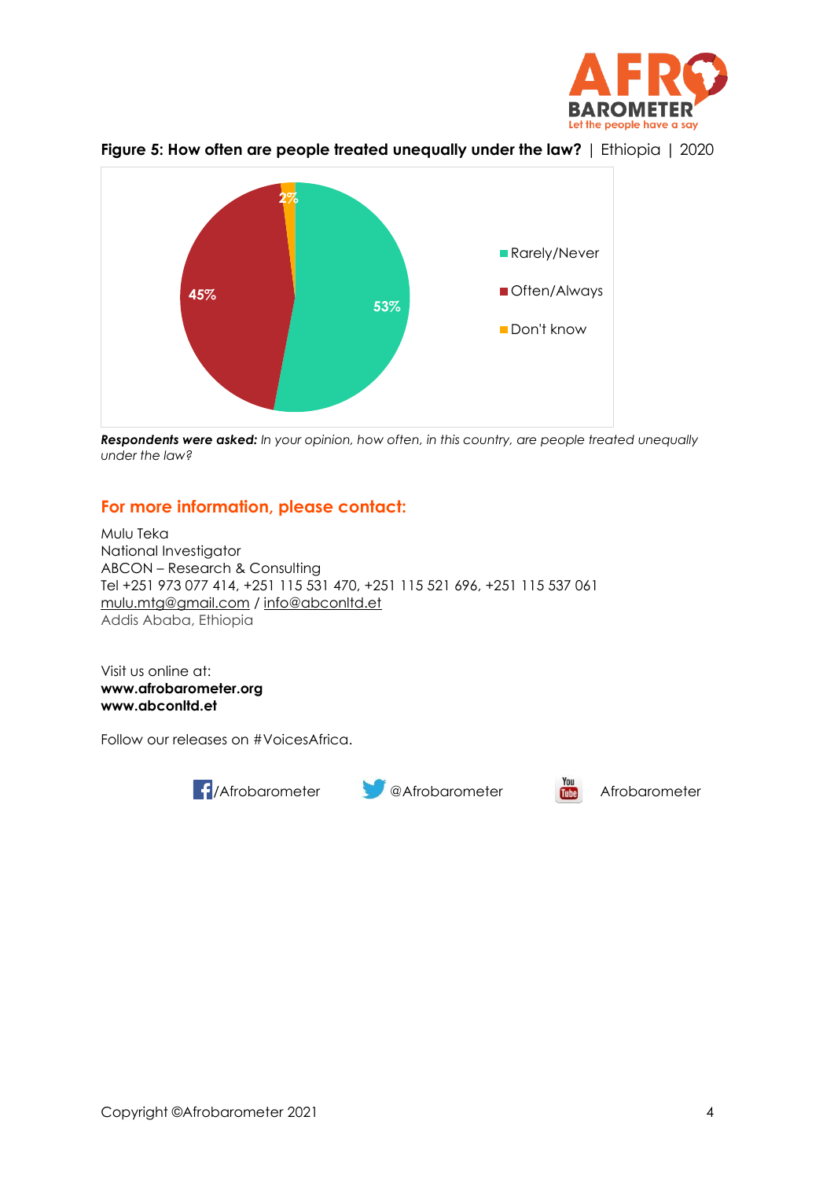**Figure 5: How often are people treated unequally under the law?** | Ethiopia | 2020

2%

45%

53%

Rarely/Never

Often/Always

Don't know

***Respondents were asked:*** *In your opinion, how often, in this country, are people treated unequally under the law?*

## For more information, please contact:

Mulu Teka
National Investigator
ABCON – Research & Consulting
Tel +251 973 077 414, +251 115 531 470, +251 115 521 696, +251 115 537 061
mulu.mtg@gmail.com / info@abconltd.et
Addis Ababa, Ethiopia

Visit us online at:
**www.afrobarometer.org**
**www.abconltd.et**

Follow our releases on #VoicesAfrica.

/Afrobarometer @Afrobarometer Afrobarometer

Copyright ©Afrobarometer 2021